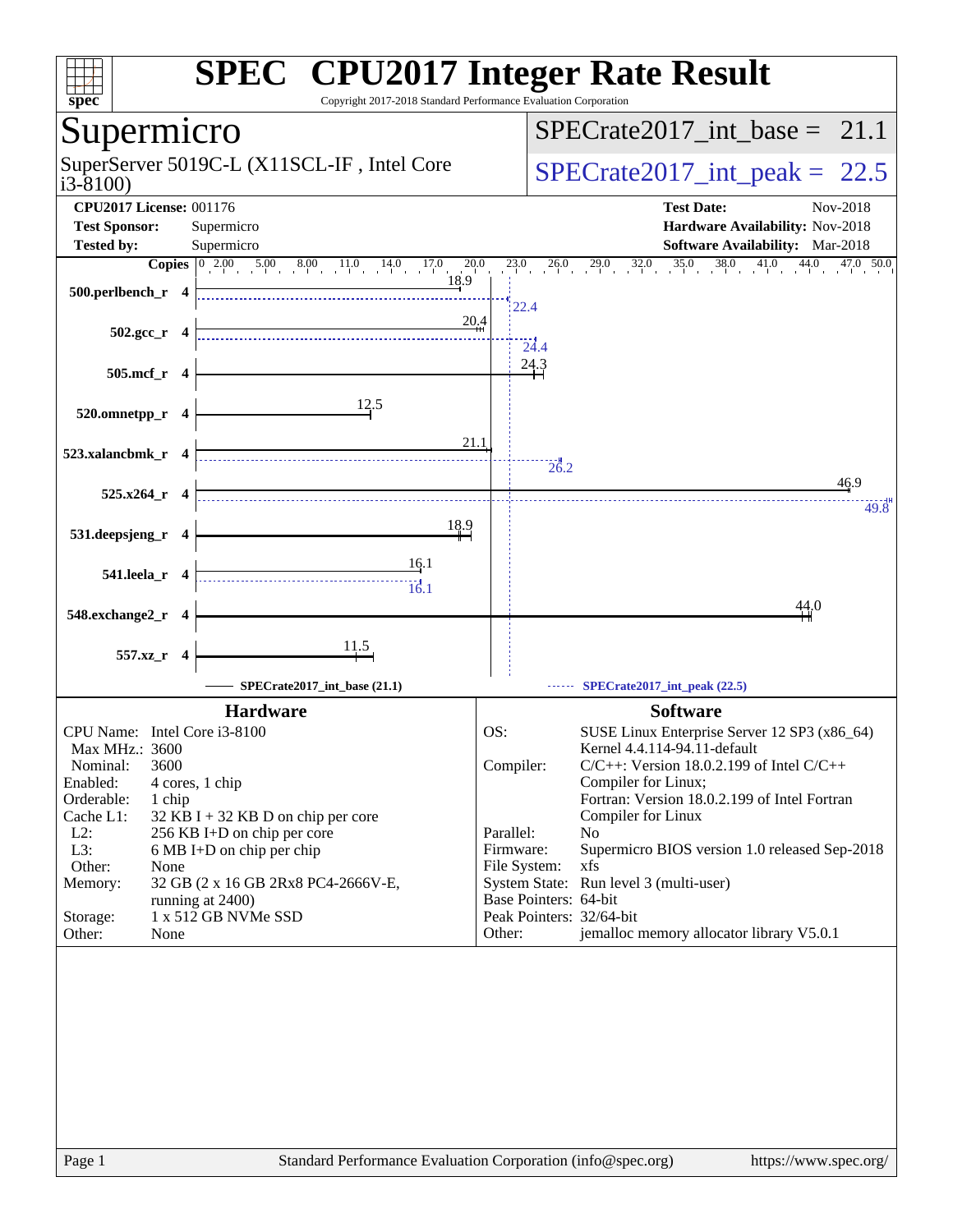# SPEC CPU2017 Integer Rate Result

Copyright 2017-2018 Standard Performance Evaluation Corporation

## Supermicro

SuperServer 5019C-L (X11SCL-IF , Intel Core i3-8100)

SPECrate2017_int_base = 21.1

SPECrate2017_int_peak = 22.5

**CPU2017 License:** 001176
**Test Sponsor:** Supermicro
**Tested by:** Supermicro

**Test Date:** Nov-2018
**Hardware Availability:** Nov-2018
**Software Availability:** Mar-2018

| Benchmark | Copies | Base | Peak |
|---|---|---|---|
| 500.perlbench_r | 4 | 18.9 | 22.4 |
| 502.gcc_r | 4 | 20.4 | 24.4 |
| 505.mcf_r | 4 | 24.3 | |
| 520.omnetpp_r | 4 | 12.5 | |
| 523.xalancbmk_r | 4 | 21.1 | 26.2 |
| 525.x264_r | 4 | 46.9 | 49.8 |
| 531.deepsjeng_r | 4 | 18.9 | |
| 541.leela_r | 4 | 16.1 | 16.1 |
| 548.exchange2_r | 4 | 44.0 | |
| 557.xz_r | 4 | 11.5 | |

SPECrate2017_int_base (21.1) — SPECrate2017_int_peak (22.5)

### Hardware

| | |
|---|---|
| CPU Name: | Intel Core i3-8100 |
| Max MHz.: | 3600 |
| Nominal: | 3600 |
| Enabled: | 4 cores, 1 chip |
| Orderable: | 1 chip |
| Cache L1: | 32 KB I + 32 KB D on chip per core |
| L2: | 256 KB I+D on chip per core |
| L3: | 6 MB I+D on chip per chip |
| Other: | None |
| Memory: | 32 GB (2 x 16 GB 2Rx8 PC4-2666V-E, running at 2400) |
| Storage: | 1 x 512 GB NVMe SSD |
| Other: | None |

### Software

| | |
|---|---|
| OS: | SUSE Linux Enterprise Server 12 SP3 (x86_64) Kernel 4.4.114-94.11-default |
| Compiler: | C/C++: Version 18.0.2.199 of Intel C/C++ Compiler for Linux; Fortran: Version 18.0.2.199 of Intel Fortran Compiler for Linux |
| Parallel: | No |
| Firmware: | Supermicro BIOS version 1.0 released Sep-2018 |
| File System: | xfs |
| System State: | Run level 3 (multi-user) |
| Base Pointers: | 64-bit |
| Peak Pointers: | 32/64-bit |
| Other: | jemalloc memory allocator library V5.0.1 |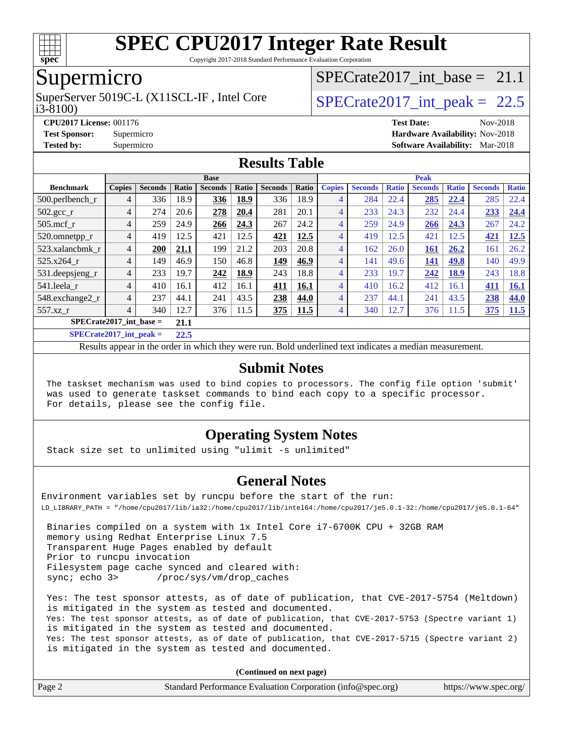# SPEC CPU2017 Integer Rate Result

Copyright 2017-2018 Standard Performance Evaluation Corporation

## Supermicro

SuperServer 5019C-L (X11SCL-IF , Intel Core i3-8100)

SPECrate2017_int_base = 21.1

SPECrate2017_int_peak = 22.5

**CPU2017 License:** 001176
**Test Sponsor:** Supermicro
**Tested by:** Supermicro

**Test Date:** Nov-2018
**Hardware Availability:** Nov-2018
**Software Availability:** Mar-2018

## Results Table

| | Base | | | | | | | Peak | | | | | | |
|---|---|---|---|---|---|---|---|---|---|---|---|---|---|---|
| **Benchmark** | **Copies** | **Seconds** | **Ratio** | **Seconds** | **Ratio** | **Seconds** | **Ratio** | **Copies** | **Seconds** | **Ratio** | **Seconds** | **Ratio** | **Seconds** | **Ratio** |
| 500.perlbench_r | 4 | 336 | 18.9 | **336** | **18.9** | 336 | 18.9 | 4 | 284 | 22.4 | **285** | **22.4** | 285 | 22.4 |
| 502.gcc_r | 4 | 274 | 20.6 | **278** | **20.4** | 281 | 20.1 | 4 | 233 | 24.3 | 232 | 24.4 | **233** | **24.4** |
| 505.mcf_r | 4 | 259 | 24.9 | **266** | **24.3** | 267 | 24.2 | 4 | 259 | 24.9 | **266** | **24.3** | 267 | 24.2 |
| 520.omnetpp_r | 4 | 419 | 12.5 | 421 | 12.5 | **421** | **12.5** | 4 | 419 | 12.5 | 421 | 12.5 | **421** | **12.5** |
| 523.xalancbmk_r | 4 | **200** | **21.1** | 199 | 21.2 | 203 | 20.8 | 4 | 162 | 26.0 | **161** | **26.2** | 161 | 26.2 |
| 525.x264_r | 4 | 149 | 46.9 | 150 | 46.8 | **149** | **46.9** | 4 | 141 | 49.6 | **141** | **49.8** | 140 | 49.9 |
| 531.deepsjeng_r | 4 | 233 | 19.7 | **242** | **18.9** | 243 | 18.8 | 4 | 233 | 19.7 | **242** | **18.9** | 243 | 18.8 |
| 541.leela_r | 4 | 410 | 16.1 | 412 | 16.1 | **411** | **16.1** | 4 | 410 | 16.2 | 412 | 16.1 | **411** | **16.1** |
| 548.exchange2_r | 4 | 237 | 44.1 | 241 | 43.5 | **238** | **44.0** | 4 | 237 | 44.1 | 241 | 43.5 | **238** | **44.0** |
| 557.xz_r | 4 | 340 | 12.7 | 376 | 11.5 | **375** | **11.5** | 4 | 340 | 12.7 | 376 | 11.5 | **375** | **11.5** |

**SPECrate2017_int_base = 21.1**

**SPECrate2017_int_peak = 22.5**

Results appear in the order in which they were run. Bold underlined text indicates a median measurement.

## Submit Notes

```
The taskset mechanism was used to bind copies to processors. The config file option 'submit'
was used to generate taskset commands to bind each copy to a specific processor.
For details, please see the config file.
```

## Operating System Notes

```
Stack size set to unlimited using "ulimit -s unlimited"
```

## General Notes

```
Environment variables set by runcpu before the start of the run:
LD_LIBRARY_PATH = "/home/cpu2017/lib/ia32:/home/cpu2017/lib/intel64:/home/cpu2017/je5.0.1-32:/home/cpu2017/je5.0.1-64"

 Binaries compiled on a system with 1x Intel Core i7-6700K CPU + 32GB RAM
 memory using Redhat Enterprise Linux 7.5
 Transparent Huge Pages enabled by default
 Prior to runcpu invocation
 Filesystem page cache synced and cleared with:
 sync; echo 3>       /proc/sys/vm/drop_caches

 Yes: The test sponsor attests, as of date of publication, that CVE-2017-5754 (Meltdown)
 is mitigated in the system as tested and documented.
 Yes: The test sponsor attests, as of date of publication, that CVE-2017-5753 (Spectre variant 1)
 is mitigated in the system as tested and documented.
 Yes: The test sponsor attests, as of date of publication, that CVE-2017-5715 (Spectre variant 2)
 is mitigated in the system as tested and documented.
```

**(Continued on next page)**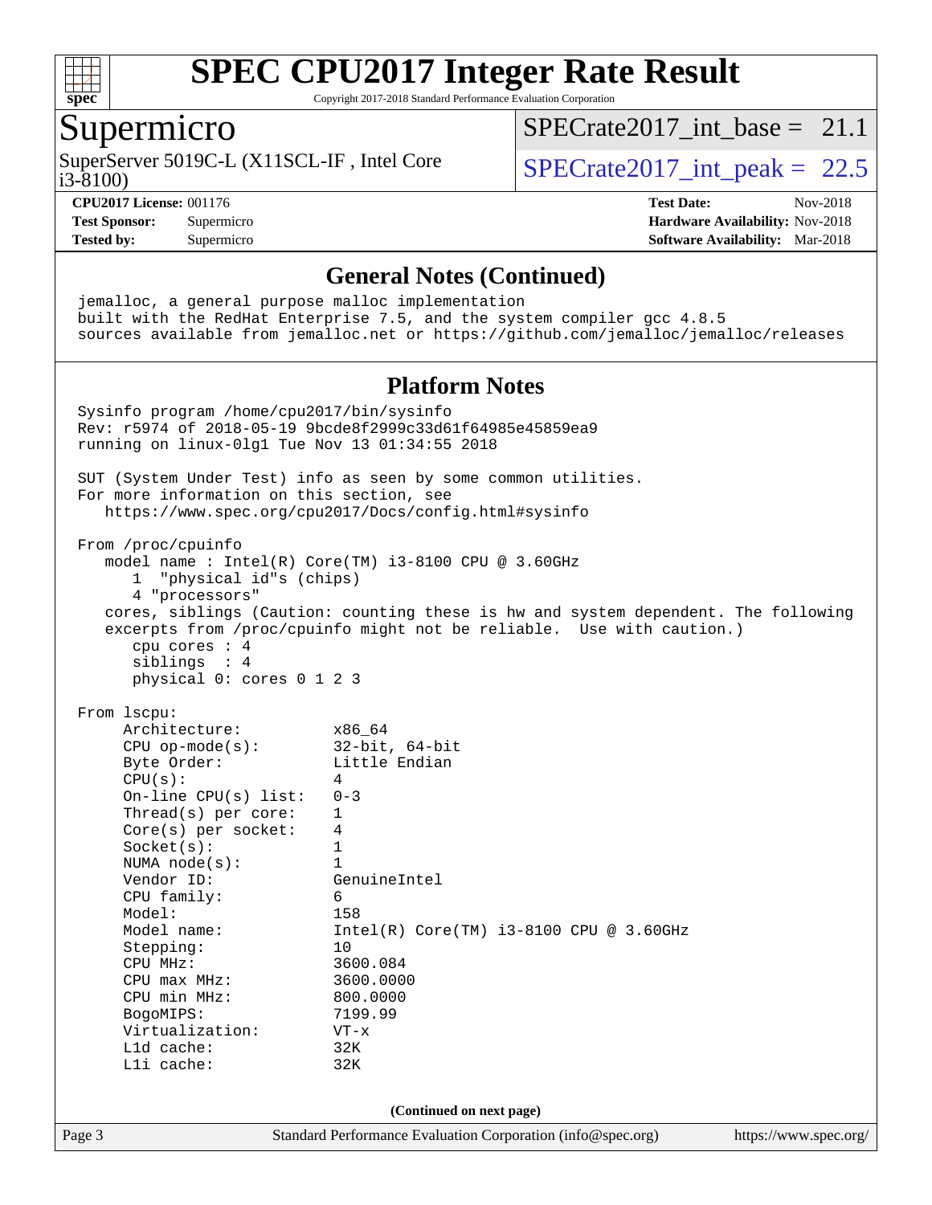# SPEC CPU2017 Integer Rate Result

Copyright 2017-2018 Standard Performance Evaluation Corporation

## Supermicro

SuperServer 5019C-L (X11SCL-IF , Intel Core i3-8100)

SPECrate2017_int_base = 21.1

SPECrate2017_int_peak = 22.5

**CPU2017 License:** 001176
**Test Sponsor:** Supermicro
**Tested by:** Supermicro

**Test Date:** Nov-2018
**Hardware Availability:** Nov-2018
**Software Availability:** Mar-2018

## General Notes (Continued)

```
jemalloc, a general purpose malloc implementation
built with the RedHat Enterprise 7.5, and the system compiler gcc 4.8.5
sources available from jemalloc.net or https://github.com/jemalloc/jemalloc/releases
```

## Platform Notes

```
Sysinfo program /home/cpu2017/bin/sysinfo
Rev: r5974 of 2018-05-19 9bcde8f2999c33d61f64985e45859ea9
running on linux-0lg1 Tue Nov 13 01:34:55 2018

SUT (System Under Test) info as seen by some common utilities.
For more information on this section, see
   https://www.spec.org/cpu2017/Docs/config.html#sysinfo

From /proc/cpuinfo
   model name : Intel(R) Core(TM) i3-8100 CPU @ 3.60GHz
      1  "physical id"s (chips)
      4 "processors"
   cores, siblings (Caution: counting these is hw and system dependent. The following
   excerpts from /proc/cpuinfo might not be reliable.  Use with caution.)
      cpu cores : 4
      siblings  : 4
      physical 0: cores 0 1 2 3

From lscpu:
     Architecture:          x86_64
     CPU op-mode(s):        32-bit, 64-bit
     Byte Order:            Little Endian
     CPU(s):                4
     On-line CPU(s) list:   0-3
     Thread(s) per core:    1
     Core(s) per socket:    4
     Socket(s):             1
     NUMA node(s):          1
     Vendor ID:             GenuineIntel
     CPU family:            6
     Model:                 158
     Model name:            Intel(R) Core(TM) i3-8100 CPU @ 3.60GHz
     Stepping:              10
     CPU MHz:               3600.084
     CPU max MHz:           3600.0000
     CPU min MHz:           800.0000
     BogoMIPS:              7199.99
     Virtualization:        VT-x
     L1d cache:             32K
     L1i cache:             32K
```

(Continued on next page)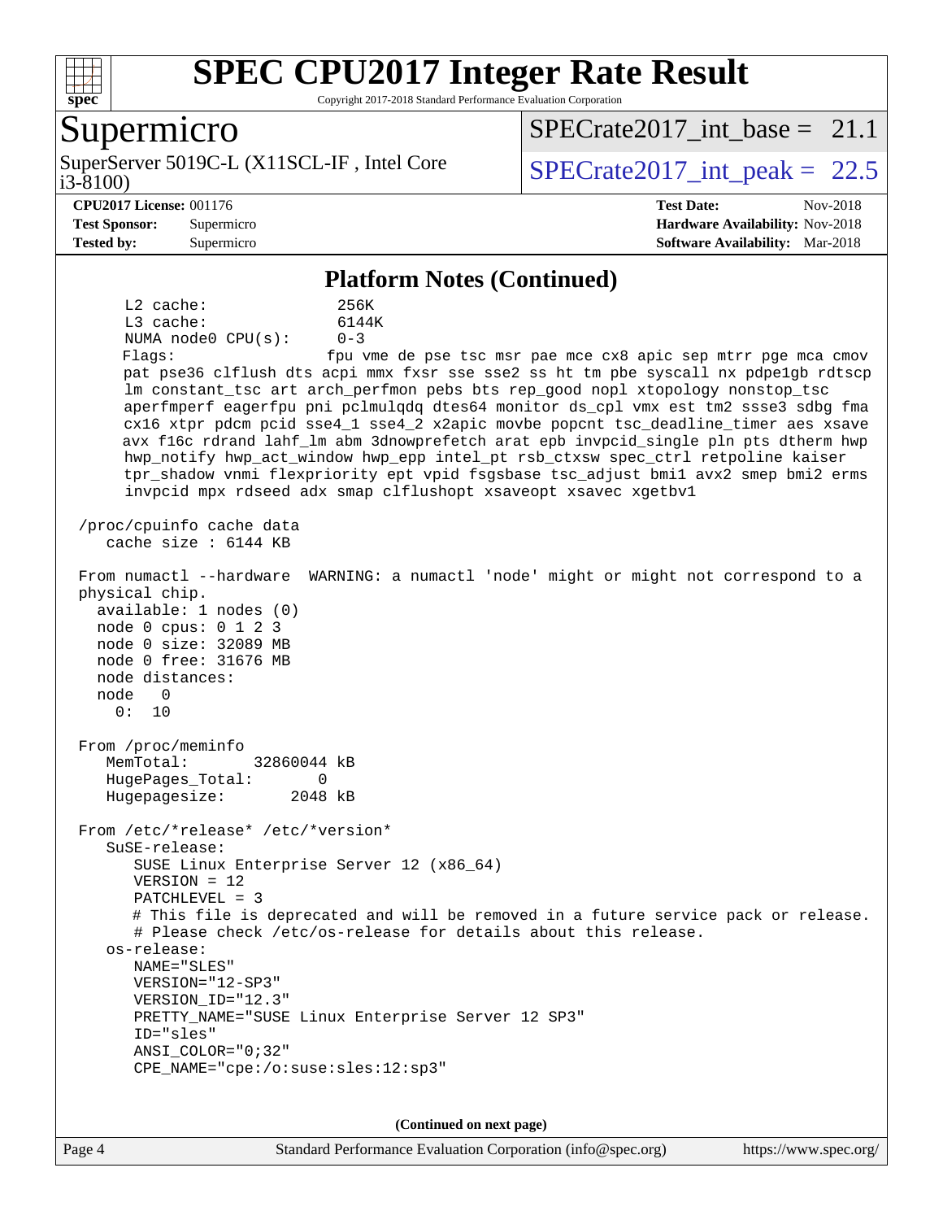## Platform Notes (Continued)

```
     L2 cache:              256K
     L3 cache:              6144K
     NUMA node0 CPU(s):     0-3
     Flags:                 fpu vme de pse tsc msr pae mce cx8 apic sep mtrr pge mca cmov
     pat pse36 clflush dts acpi mmx fxsr sse sse2 ss ht tm pbe syscall nx pdpe1gb rdtscp
     lm constant_tsc art arch_perfmon pebs bts rep_good nopl xtopology nonstop_tsc
     aperfmperf eagerfpu pni pclmulqdq dtes64 monitor ds_cpl vmx est tm2 ssse3 sdbg fma
     cx16 xtpr pdcm pcid sse4_1 sse4_2 x2apic movbe popcnt tsc_deadline_timer aes xsave
     avx f16c rdrand lahf_lm abm 3dnowprefetch arat epb invpcid_single pln pts dtherm hwp
     hwp_notify hwp_act_window hwp_epp intel_pt rsb_ctxsw spec_ctrl retpoline kaiser
     tpr_shadow vnmi flexpriority ept vpid fsgsbase tsc_adjust bmi1 avx2 smep bmi2 erms
     invpcid mpx rdseed adx smap clflushopt xsaveopt xsavec xgetbv1

 /proc/cpuinfo cache data
    cache size : 6144 KB

 From numactl --hardware  WARNING: a numactl 'node' might or might not correspond to a
 physical chip.
   available: 1 nodes (0)
   node 0 cpus: 0 1 2 3
   node 0 size: 32089 MB
   node 0 free: 31676 MB
   node distances:
   node   0
     0:  10

 From /proc/meminfo
    MemTotal:       32860044 kB
    HugePages_Total:       0
    Hugepagesize:       2048 kB

 From /etc/*release* /etc/*version*
    SuSE-release:
       SUSE Linux Enterprise Server 12 (x86_64)
       VERSION = 12
       PATCHLEVEL = 3
       # This file is deprecated and will be removed in a future service pack or release.
       # Please check /etc/os-release for details about this release.
    os-release:
       NAME="SLES"
       VERSION="12-SP3"
       VERSION_ID="12.3"
       PRETTY_NAME="SUSE Linux Enterprise Server 12 SP3"
       ID="sles"
       ANSI_COLOR="0;32"
       CPE_NAME="cpe:/o:suse:sles:12:sp3"
```

(Continued on next page)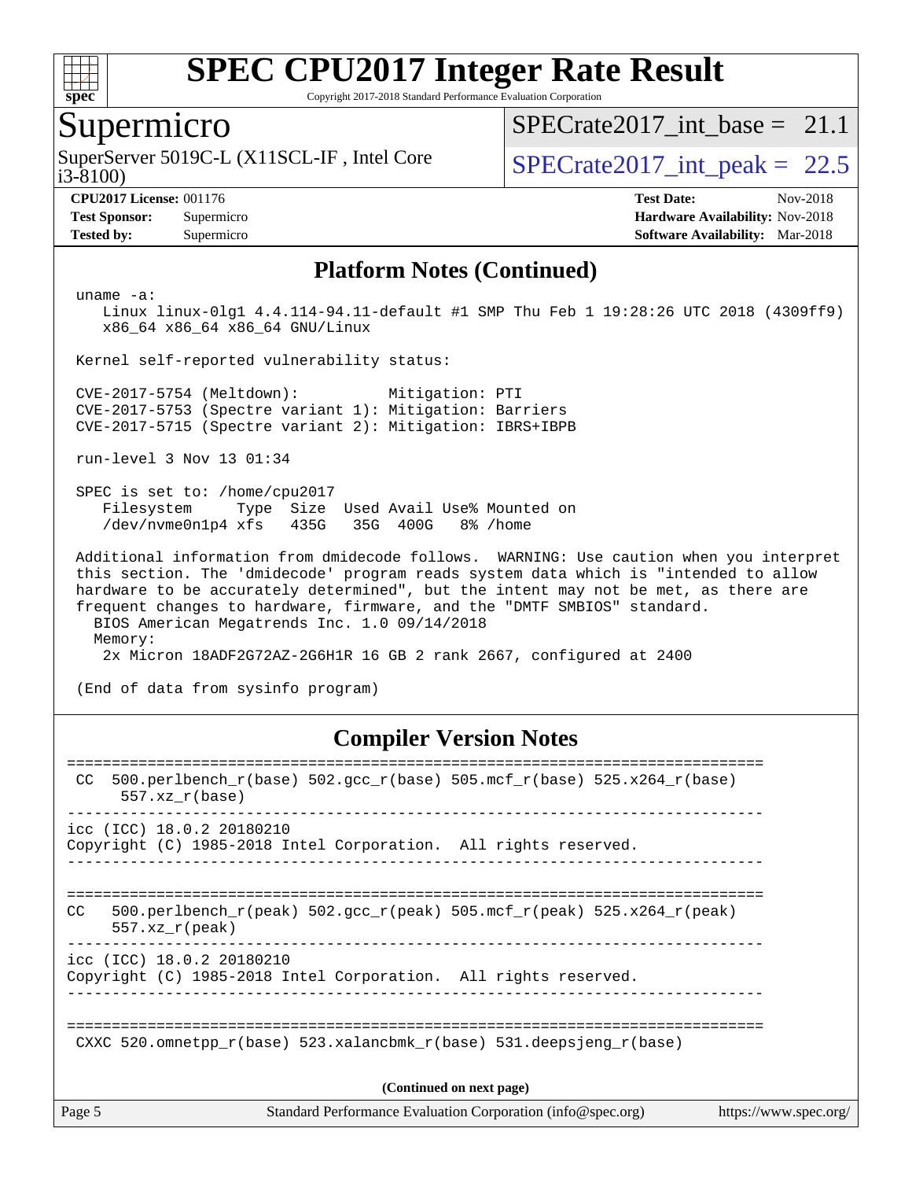## Platform Notes (Continued)

```
uname -a:
   Linux linux-0lg1 4.4.114-94.11-default #1 SMP Thu Feb 1 19:28:26 UTC 2018 (4309ff9)
   x86_64 x86_64 x86_64 GNU/Linux

Kernel self-reported vulnerability status:

CVE-2017-5754 (Meltdown):          Mitigation: PTI
CVE-2017-5753 (Spectre variant 1): Mitigation: Barriers
CVE-2017-5715 (Spectre variant 2): Mitigation: IBRS+IBPB

run-level 3 Nov 13 01:34

SPEC is set to: /home/cpu2017
   Filesystem     Type  Size  Used Avail Use% Mounted on
   /dev/nvme0n1p4 xfs   435G   35G  400G   8% /home

Additional information from dmidecode follows.  WARNING: Use caution when you interpret
this section. The 'dmidecode' program reads system data which is "intended to allow
hardware to be accurately determined", but the intent may not be met, as there are
frequent changes to hardware, firmware, and the "DMTF SMBIOS" standard.
  BIOS American Megatrends Inc. 1.0 09/14/2018
  Memory:
   2x Micron 18ADF2G72AZ-2G6H1R 16 GB 2 rank 2667, configured at 2400

(End of data from sysinfo program)
```

## Compiler Version Notes

```
==============================================================================
 CC  500.perlbench_r(base) 502.gcc_r(base) 505.mcf_r(base) 525.x264_r(base)
      557.xz_r(base)
------------------------------------------------------------------------------
icc (ICC) 18.0.2 20180210
Copyright (C) 1985-2018 Intel Corporation.  All rights reserved.
------------------------------------------------------------------------------

==============================================================================
CC   500.perlbench_r(peak) 502.gcc_r(peak) 505.mcf_r(peak) 525.x264_r(peak)
     557.xz_r(peak)
------------------------------------------------------------------------------
icc (ICC) 18.0.2 20180210
Copyright (C) 1985-2018 Intel Corporation.  All rights reserved.
------------------------------------------------------------------------------

==============================================================================
 CXXC 520.omnetpp_r(base) 523.xalancbmk_r(base) 531.deepsjeng_r(base)
```

(Continued on next page)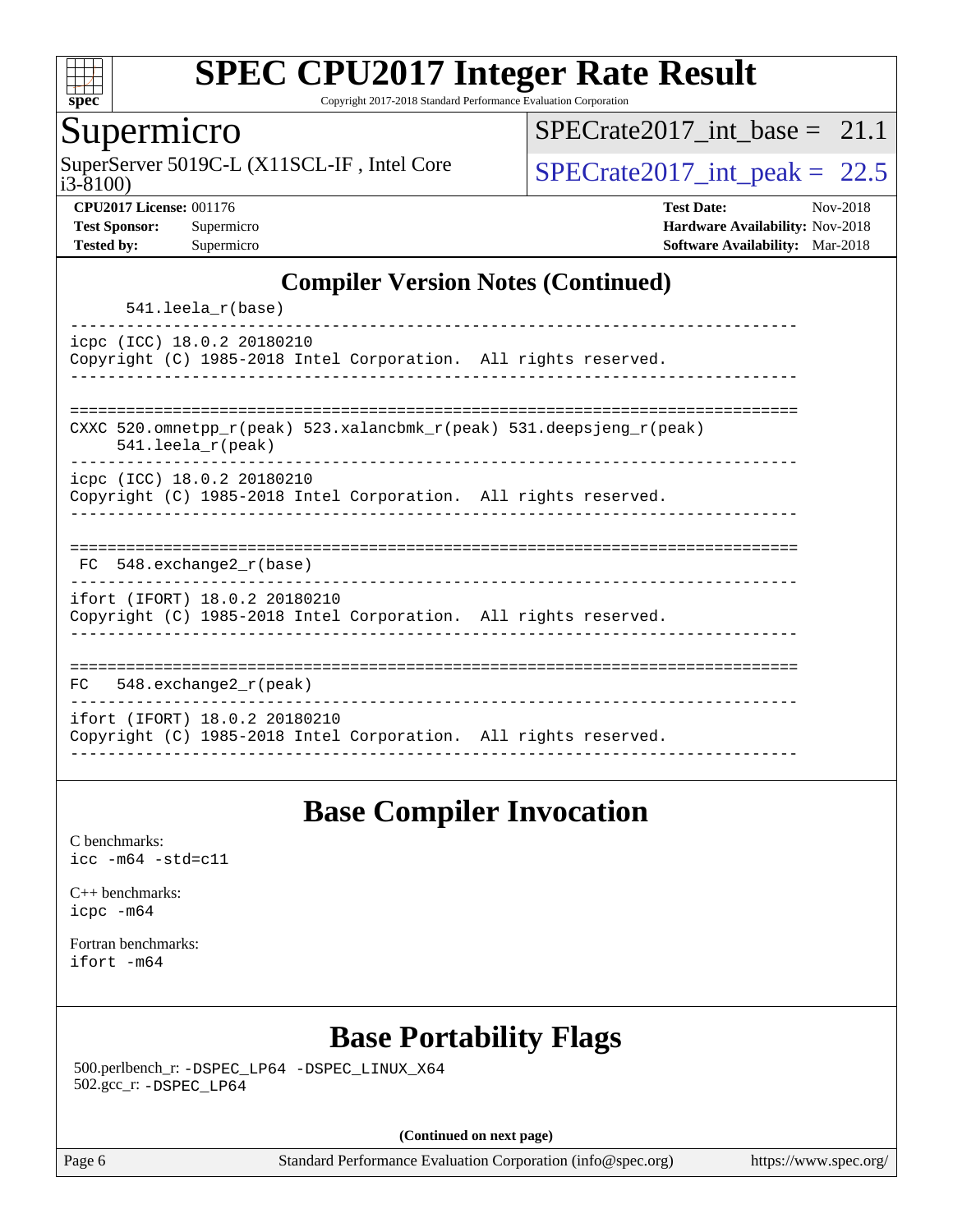## Compiler Version Notes (Continued)

```
      541.leela_r(base)
------------------------------------------------------------------------------
icpc (ICC) 18.0.2 20180210
Copyright (C) 1985-2018 Intel Corporation.  All rights reserved.
------------------------------------------------------------------------------


==============================================================================
CXXC 520.omnetpp_r(peak) 523.xalancbmk_r(peak) 531.deepsjeng_r(peak)
     541.leela_r(peak)
------------------------------------------------------------------------------
icpc (ICC) 18.0.2 20180210
Copyright (C) 1985-2018 Intel Corporation.  All rights reserved.
------------------------------------------------------------------------------


==============================================================================
 FC  548.exchange2_r(base)
------------------------------------------------------------------------------
ifort (IFORT) 18.0.2 20180210
Copyright (C) 1985-2018 Intel Corporation.  All rights reserved.
------------------------------------------------------------------------------


==============================================================================
FC   548.exchange2_r(peak)
------------------------------------------------------------------------------
ifort (IFORT) 18.0.2 20180210
Copyright (C) 1985-2018 Intel Corporation.  All rights reserved.
------------------------------------------------------------------------------
```

## Base Compiler Invocation

C benchmarks:
`icc -m64 -std=c11`

C++ benchmarks:
`icpc -m64`

Fortran benchmarks:
`ifort -m64`

## Base Portability Flags

500.perlbench_r: `-DSPEC_LP64 -DSPEC_LINUX_X64`
502.gcc_r: `-DSPEC_LP64`

**(Continued on next page)**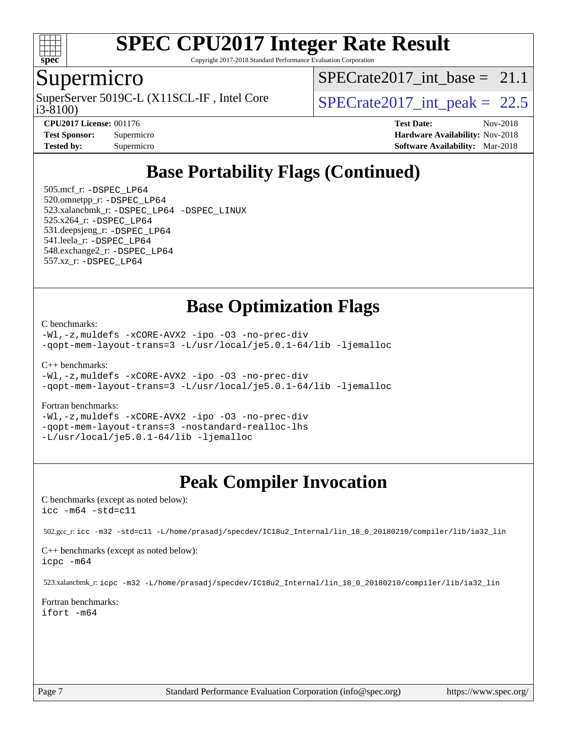# Base Portability Flags (Continued)

505.mcf_r: -DSPEC_LP64
520.omnetpp_r: -DSPEC_LP64
523.xalancbmk_r: -DSPEC_LP64 -DSPEC_LINUX
525.x264_r: -DSPEC_LP64
531.deepsjeng_r: -DSPEC_LP64
541.leela_r: -DSPEC_LP64
548.exchange2_r: -DSPEC_LP64
557.xz_r: -DSPEC_LP64

# Base Optimization Flags

C benchmarks:
-Wl,-z,muldefs -xCORE-AVX2 -ipo -O3 -no-prec-div
-qopt-mem-layout-trans=3 -L/usr/local/je5.0.1-64/lib -ljemalloc

C++ benchmarks:
-Wl,-z,muldefs -xCORE-AVX2 -ipo -O3 -no-prec-div
-qopt-mem-layout-trans=3 -L/usr/local/je5.0.1-64/lib -ljemalloc

Fortran benchmarks:
-Wl,-z,muldefs -xCORE-AVX2 -ipo -O3 -no-prec-div
-qopt-mem-layout-trans=3 -nostandard-realloc-lhs
-L/usr/local/je5.0.1-64/lib -ljemalloc

# Peak Compiler Invocation

C benchmarks (except as noted below):
icc -m64 -std=c11

502.gcc_r: icc -m32 -std=c11 -L/home/prasadj/specdev/IC18u2_Internal/lin_18_0_20180210/compiler/lib/ia32_lin

C++ benchmarks (except as noted below):
icpc -m64

523.xalancbmk_r: icpc -m32 -L/home/prasadj/specdev/IC18u2_Internal/lin_18_0_20180210/compiler/lib/ia32_lin

Fortran benchmarks:
ifort -m64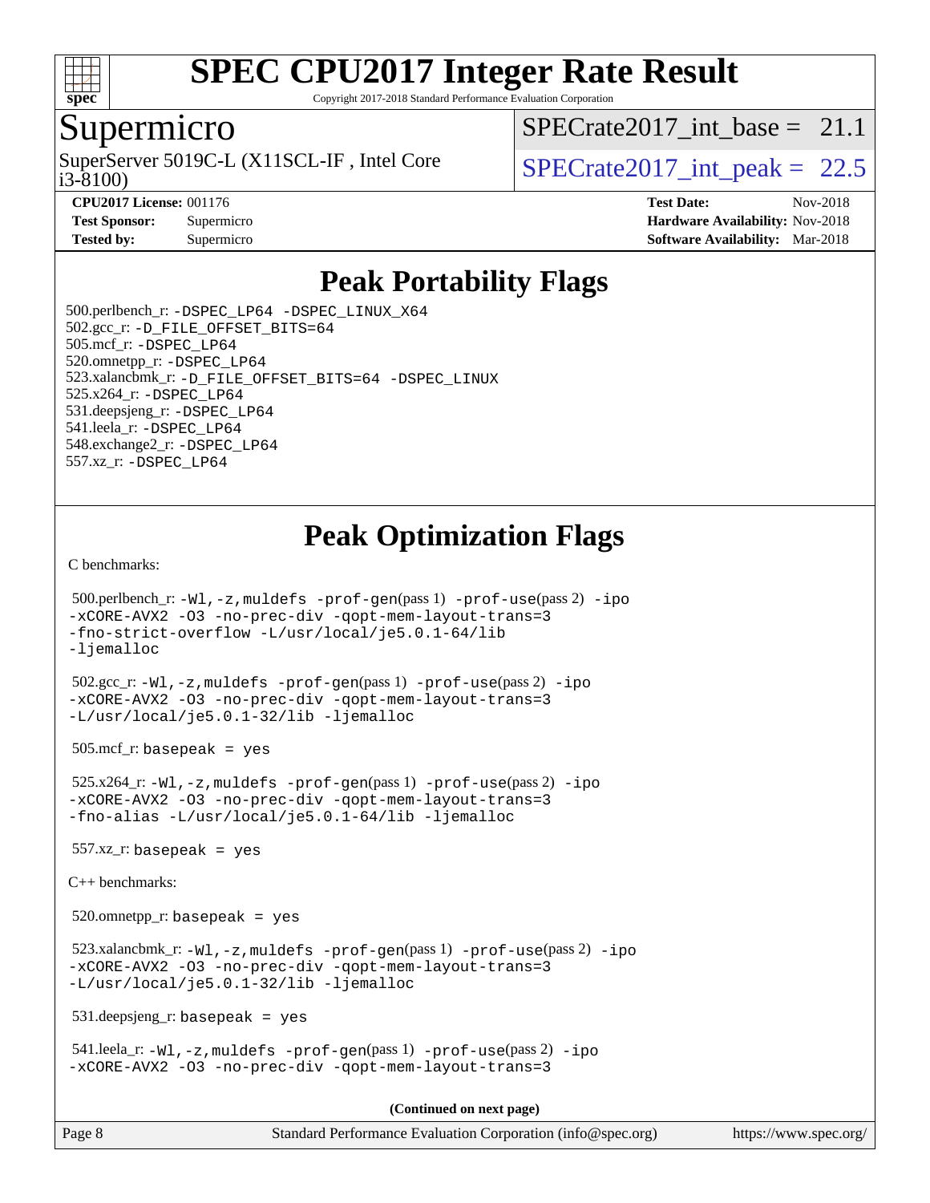# Peak Portability Flags

500.perlbench_r: `-DSPEC_LP64 -DSPEC_LINUX_X64`
502.gcc_r: `-D_FILE_OFFSET_BITS=64`
505.mcf_r: `-DSPEC_LP64`
520.omnetpp_r: `-DSPEC_LP64`
523.xalancbmk_r: `-D_FILE_OFFSET_BITS=64 -DSPEC_LINUX`
525.x264_r: `-DSPEC_LP64`
531.deepsjeng_r: `-DSPEC_LP64`
541.leela_r: `-DSPEC_LP64`
548.exchange2_r: `-DSPEC_LP64`
557.xz_r: `-DSPEC_LP64`

# Peak Optimization Flags

C benchmarks:

500.perlbench_r: `-Wl,-z,muldefs -prof-gen`(pass 1) `-prof-use`(pass 2) `-ipo -xCORE-AVX2 -O3 -no-prec-div -qopt-mem-layout-trans=3 -fno-strict-overflow -L/usr/local/je5.0.1-64/lib -ljemalloc`

502.gcc_r: `-Wl,-z,muldefs -prof-gen`(pass 1) `-prof-use`(pass 2) `-ipo -xCORE-AVX2 -O3 -no-prec-div -qopt-mem-layout-trans=3 -L/usr/local/je5.0.1-32/lib -ljemalloc`

505.mcf_r: `basepeak = yes`

525.x264_r: `-Wl,-z,muldefs -prof-gen`(pass 1) `-prof-use`(pass 2) `-ipo -xCORE-AVX2 -O3 -no-prec-div -qopt-mem-layout-trans=3 -fno-alias -L/usr/local/je5.0.1-64/lib -ljemalloc`

557.xz_r: `basepeak = yes`

C++ benchmarks:

520.omnetpp_r: `basepeak = yes`

523.xalancbmk_r: `-Wl,-z,muldefs -prof-gen`(pass 1) `-prof-use`(pass 2) `-ipo -xCORE-AVX2 -O3 -no-prec-div -qopt-mem-layout-trans=3 -L/usr/local/je5.0.1-32/lib -ljemalloc`

531.deepsjeng_r: `basepeak = yes`

541.leela_r: `-Wl,-z,muldefs -prof-gen`(pass 1) `-prof-use`(pass 2) `-ipo -xCORE-AVX2 -O3 -no-prec-div -qopt-mem-layout-trans=3`

**(Continued on next page)**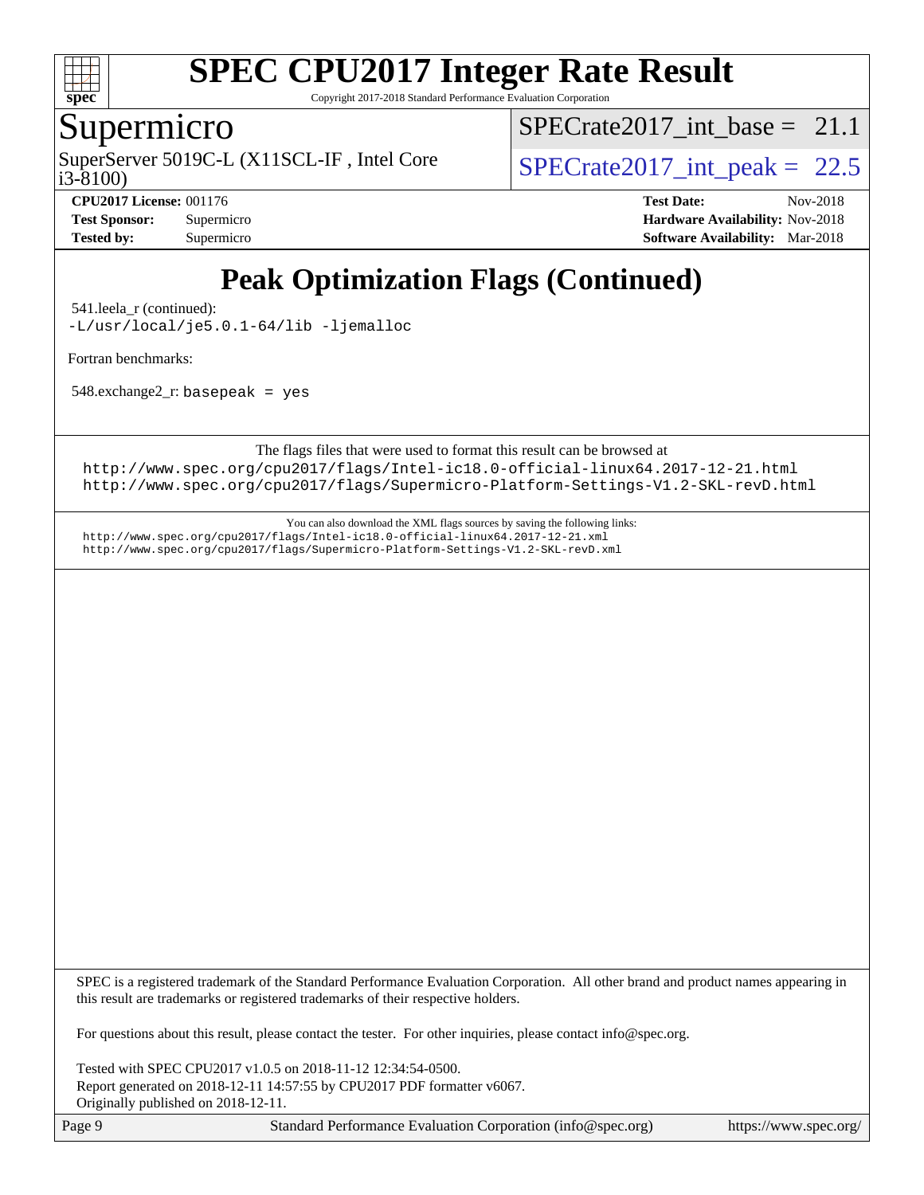# Peak Optimization Flags (Continued)

541.leela_r (continued):
-L/usr/local/je5.0.1-64/lib -ljemalloc

Fortran benchmarks:

548.exchange2_r: basepeak = yes

The flags files that were used to format this result can be browsed at
http://www.spec.org/cpu2017/flags/Intel-ic18.0-official-linux64.2017-12-21.html
http://www.spec.org/cpu2017/flags/Supermicro-Platform-Settings-V1.2-SKL-revD.html

You can also download the XML flags sources by saving the following links:
http://www.spec.org/cpu2017/flags/Intel-ic18.0-official-linux64.2017-12-21.xml
http://www.spec.org/cpu2017/flags/Supermicro-Platform-Settings-V1.2-SKL-revD.xml

SPEC is a registered trademark of the Standard Performance Evaluation Corporation. All other brand and product names appearing in this result are trademarks or registered trademarks of their respective holders.

For questions about this result, please contact the tester. For other inquiries, please contact info@spec.org.

Tested with SPEC CPU2017 v1.0.5 on 2018-11-12 12:34:54-0500.
Report generated on 2018-12-11 14:57:55 by CPU2017 PDF formatter v6067.
Originally published on 2018-12-11.